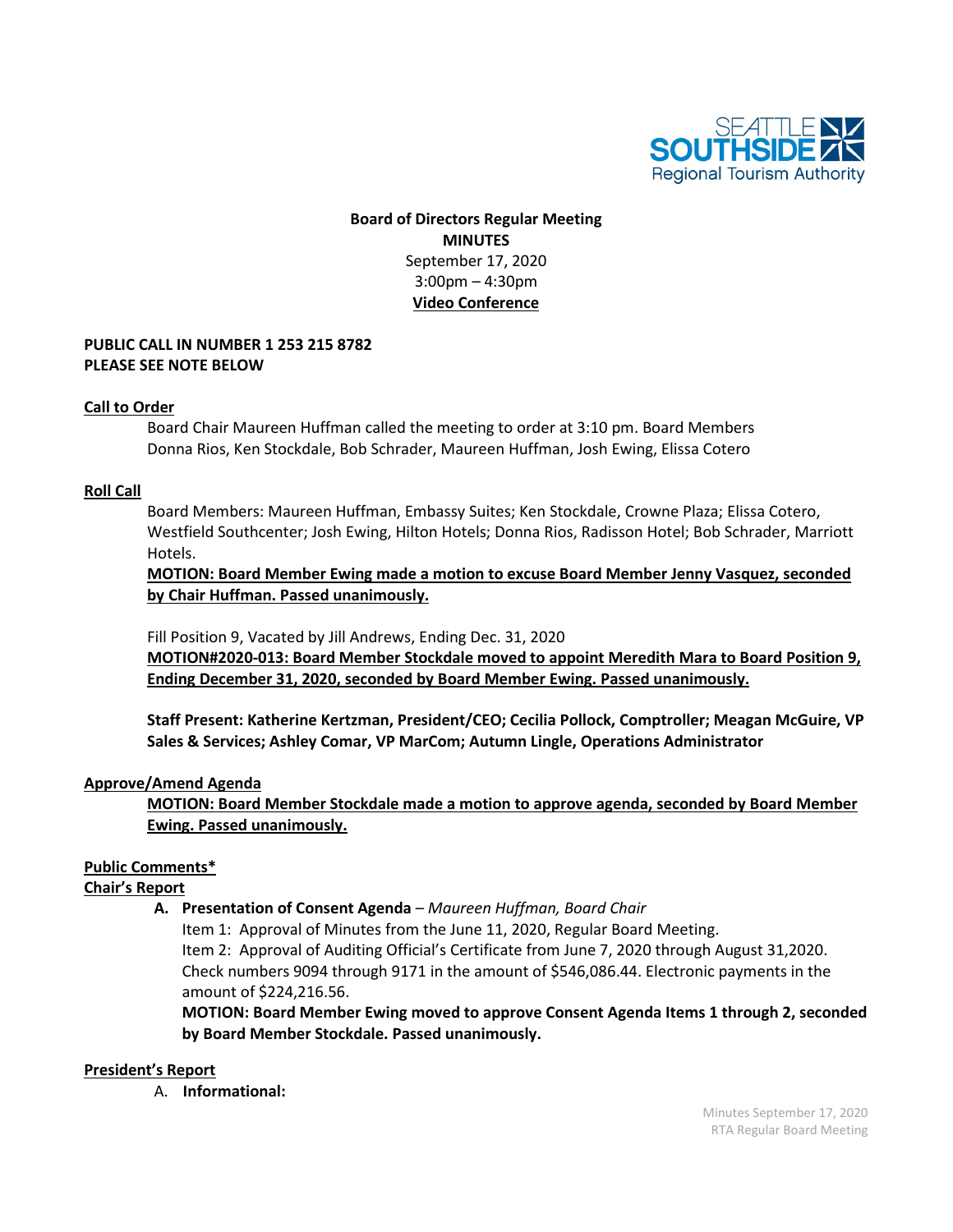**Board of Directors Regular Meeting**
**MINUTES**
September 17, 2020
3:00pm – 4:30pm
**Video Conference**

**PUBLIC CALL IN NUMBER 1 253 215 8782**
**PLEASE SEE NOTE BELOW**

## Call to Order

Board Chair Maureen Huffman called the meeting to order at 3:10 pm. Board Members Donna Rios, Ken Stockdale, Bob Schrader, Maureen Huffman, Josh Ewing, Elissa Cotero

## Roll Call

Board Members: Maureen Huffman, Embassy Suites; Ken Stockdale, Crowne Plaza; Elissa Cotero, Westfield Southcenter; Josh Ewing, Hilton Hotels; Donna Rios, Radisson Hotel; Bob Schrader, Marriott Hotels.

**MOTION: Board Member Ewing made a motion to excuse Board Member Jenny Vasquez, seconded by Chair Huffman. Passed unanimously.**

Fill Position 9, Vacated by Jill Andrews, Ending Dec. 31, 2020

**MOTION#2020-013: Board Member Stockdale moved to appoint Meredith Mara to Board Position 9, Ending December 31, 2020, seconded by Board Member Ewing. Passed unanimously.**

**Staff Present: Katherine Kertzman, President/CEO; Cecilia Pollock, Comptroller; Meagan McGuire, VP Sales & Services; Ashley Comar, VP MarCom; Autumn Lingle, Operations Administrator**

## Approve/Amend Agenda

**MOTION: Board Member Stockdale made a motion to approve agenda, seconded by Board Member Ewing. Passed unanimously.**

## Public Comments*

## Chair's Report

**A. Presentation of Consent Agenda** – *Maureen Huffman, Board Chair*

Item 1: Approval of Minutes from the June 11, 2020, Regular Board Meeting.

Item 2: Approval of Auditing Official's Certificate from June 7, 2020 through August 31,2020. Check numbers 9094 through 9171 in the amount of $546,086.44. Electronic payments in the amount of $224,216.56.

**MOTION: Board Member Ewing moved to approve Consent Agenda Items 1 through 2, seconded by Board Member Stockdale. Passed unanimously.**

## President's Report

A. **Informational:**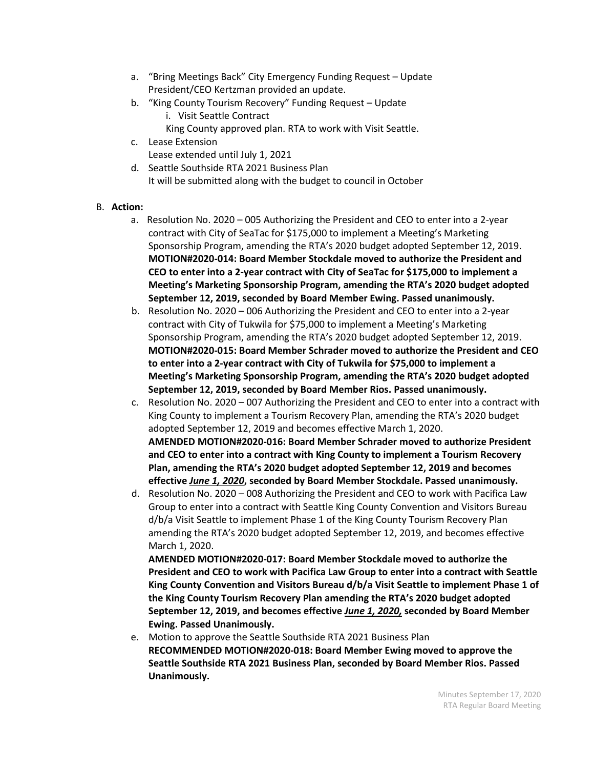a. "Bring Meetings Back" City Emergency Funding Request – Update
   President/CEO Kertzman provided an update.
b. "King County Tourism Recovery" Funding Request – Update
   i. Visit Seattle Contract
   King County approved plan. RTA to work with Visit Seattle.
c. Lease Extension
   Lease extended until July 1, 2021
d. Seattle Southside RTA 2021 Business Plan
   It will be submitted along with the budget to council in October

B. **Action:**

a. Resolution No. 2020 – 005 Authorizing the President and CEO to enter into a 2-year contract with City of SeaTac for $175,000 to implement a Meeting's Marketing Sponsorship Program, amending the RTA's 2020 budget adopted September 12, 2019.
   **MOTION#2020-014: Board Member Stockdale moved to authorize the President and CEO to enter into a 2-year contract with City of SeaTac for $175,000 to implement a Meeting's Marketing Sponsorship Program, amending the RTA's 2020 budget adopted September 12, 2019, seconded by Board Member Ewing. Passed unanimously.**
b. Resolution No. 2020 – 006 Authorizing the President and CEO to enter into a 2-year contract with City of Tukwila for $75,000 to implement a Meeting's Marketing Sponsorship Program, amending the RTA's 2020 budget adopted September 12, 2019.
   **MOTION#2020-015: Board Member Schrader moved to authorize the President and CEO to enter into a 2-year contract with City of Tukwila for $75,000 to implement a Meeting's Marketing Sponsorship Program, amending the RTA's 2020 budget adopted September 12, 2019, seconded by Board Member Rios. Passed unanimously.**
c. Resolution No. 2020 – 007 Authorizing the President and CEO to enter into a contract with King County to implement a Tourism Recovery Plan, amending the RTA's 2020 budget adopted September 12, 2019 and becomes effective March 1, 2020.
   **AMENDED MOTION#2020-016: Board Member Schrader moved to authorize President and CEO to enter into a contract with King County to implement a Tourism Recovery Plan, amending the RTA's 2020 budget adopted September 12, 2019 and becomes effective *June 1, 2020*, seconded by Board Member Stockdale. Passed unanimously.**
d. Resolution No. 2020 – 008 Authorizing the President and CEO to work with Pacifica Law Group to enter into a contract with Seattle King County Convention and Visitors Bureau d/b/a Visit Seattle to implement Phase 1 of the King County Tourism Recovery Plan amending the RTA's 2020 budget adopted September 12, 2019, and becomes effective March 1, 2020.
   **AMENDED MOTION#2020-017: Board Member Stockdale moved to authorize the President and CEO to work with Pacifica Law Group to enter into a contract with Seattle King County Convention and Visitors Bureau d/b/a Visit Seattle to implement Phase 1 of the King County Tourism Recovery Plan amending the RTA's 2020 budget adopted September 12, 2019, and becomes effective *June 1, 2020*, seconded by Board Member Ewing. Passed Unanimously.**
e. Motion to approve the Seattle Southside RTA 2021 Business Plan
   **RECOMMENDED MOTION#2020-018: Board Member Ewing moved to approve the Seattle Southside RTA 2021 Business Plan, seconded by Board Member Rios. Passed Unanimously.**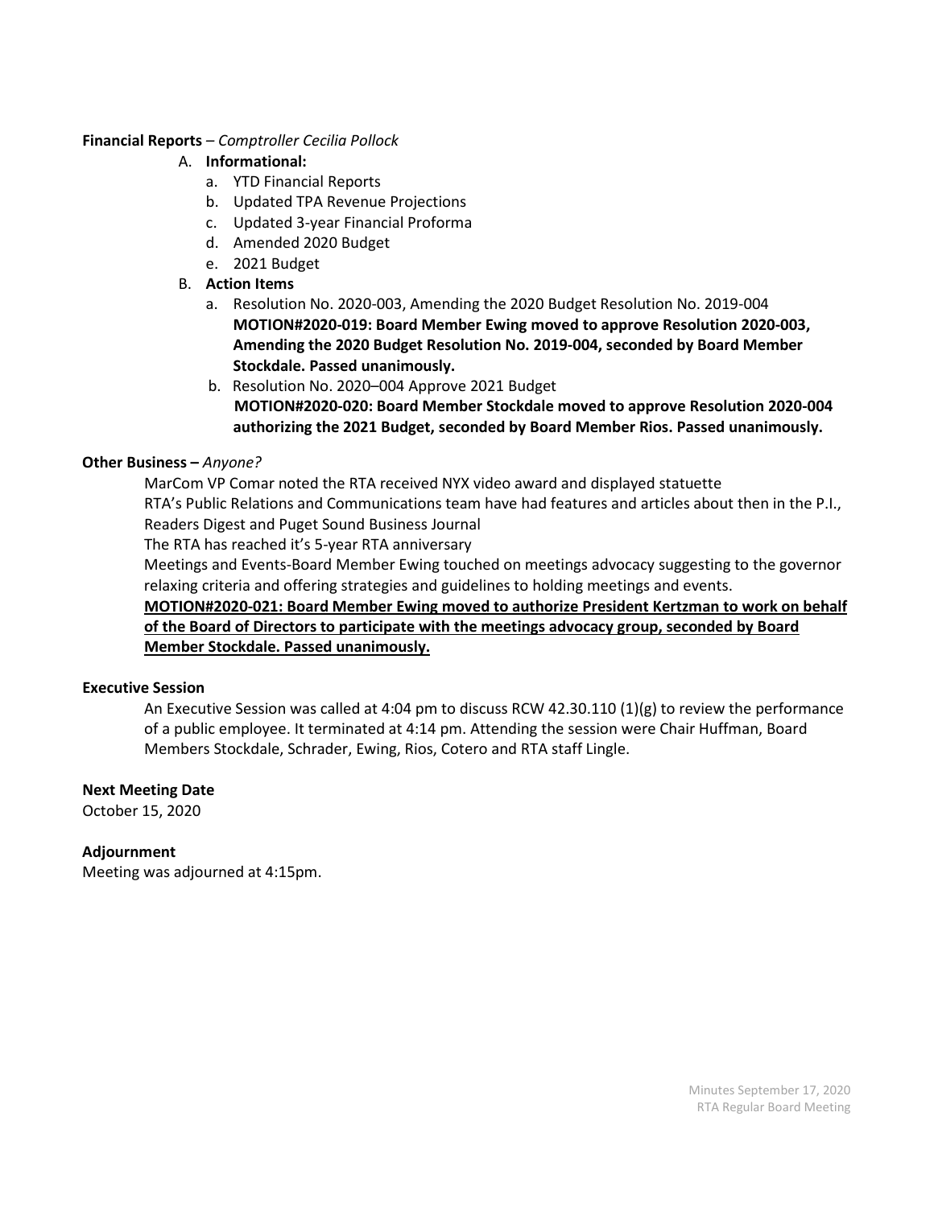**Financial Reports** – *Comptroller Cecilia Pollock*

A. **Informational:**
   a. YTD Financial Reports
   b. Updated TPA Revenue Projections
   c. Updated 3-year Financial Proforma
   d. Amended 2020 Budget
   e. 2021 Budget

B. **Action Items**
   a. Resolution No. 2020-003, Amending the 2020 Budget Resolution No. 2019-004
      **MOTION#2020-019: Board Member Ewing moved to approve Resolution 2020-003, Amending the 2020 Budget Resolution No. 2019-004, seconded by Board Member Stockdale. Passed unanimously.**
   b. Resolution No. 2020–004 Approve 2021 Budget
      **MOTION#2020-020: Board Member Stockdale moved to approve Resolution 2020-004 authorizing the 2021 Budget, seconded by Board Member Rios. Passed unanimously.**

**Other Business –** *Anyone?*

MarCom VP Comar noted the RTA received NYX video award and displayed statuette

RTA's Public Relations and Communications team have had features and articles about then in the P.I., Readers Digest and Puget Sound Business Journal

The RTA has reached it's 5-year RTA anniversary

Meetings and Events-Board Member Ewing touched on meetings advocacy suggesting to the governor relaxing criteria and offering strategies and guidelines to holding meetings and events.

**MOTION#2020-021: Board Member Ewing moved to authorize President Kertzman to work on behalf of the Board of Directors to participate with the meetings advocacy group, seconded by Board Member Stockdale. Passed unanimously.**

**Executive Session**

An Executive Session was called at 4:04 pm to discuss RCW 42.30.110 (1)(g) to review the performance of a public employee. It terminated at 4:14 pm. Attending the session were Chair Huffman, Board Members Stockdale, Schrader, Ewing, Rios, Cotero and RTA staff Lingle.

**Next Meeting Date**

October 15, 2020

**Adjournment**

Meeting was adjourned at 4:15pm.